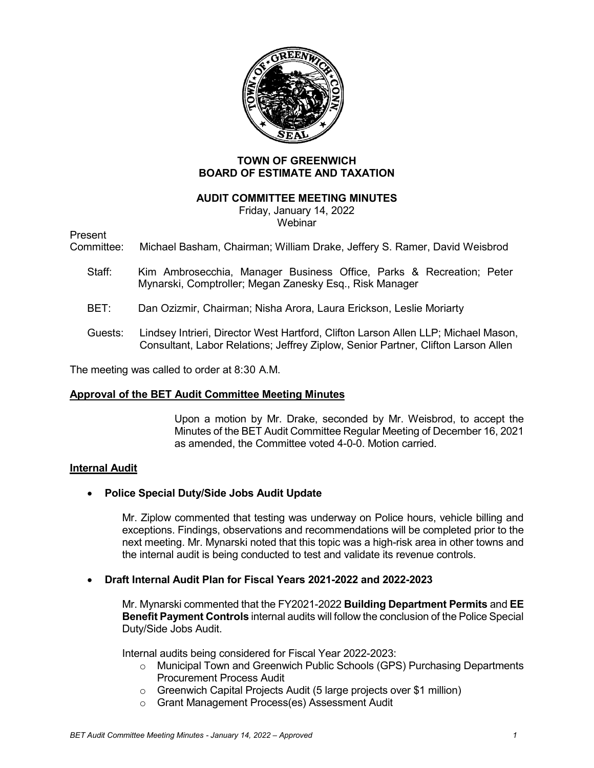**TOWN OF GREENWICH**
**BOARD OF ESTIMATE AND TAXATION**

**AUDIT COMMITTEE MEETING MINUTES**

Friday, January 14, 2022
Webinar

Present

Committee: Michael Basham, Chairman; William Drake, Jeffery S. Ramer, David Weisbrod

Staff: Kim Ambrosecchia, Manager Business Office, Parks & Recreation; Peter Mynarski, Comptroller; Megan Zanesky Esq., Risk Manager

BET: Dan Ozizmir, Chairman; Nisha Arora, Laura Erickson, Leslie Moriarty

Guests: Lindsey Intrieri, Director West Hartford, Clifton Larson Allen LLP; Michael Mason, Consultant, Labor Relations; Jeffrey Ziplow, Senior Partner, Clifton Larson Allen

The meeting was called to order at 8:30 A.M.

**Approval of the BET Audit Committee Meeting Minutes**

Upon a motion by Mr. Drake, seconded by Mr. Weisbrod, to accept the Minutes of the BET Audit Committee Regular Meeting of December 16, 2021 as amended, the Committee voted 4-0-0. Motion carried.

**Internal Audit**

- **Police Special Duty/Side Jobs Audit Update**

  Mr. Ziplow commented that testing was underway on Police hours, vehicle billing and exceptions. Findings, observations and recommendations will be completed prior to the next meeting. Mr. Mynarski noted that this topic was a high-risk area in other towns and the internal audit is being conducted to test and validate its revenue controls.

- **Draft Internal Audit Plan for Fiscal Years 2021-2022 and 2022-2023**

  Mr. Mynarski commented that the FY2021-2022 **Building Department Permits** and **EE Benefit Payment Controls** internal audits will follow the conclusion of the Police Special Duty/Side Jobs Audit.

  Internal audits being considered for Fiscal Year 2022-2023:
  - Municipal Town and Greenwich Public Schools (GPS) Purchasing Departments Procurement Process Audit
  - Greenwich Capital Projects Audit (5 large projects over $1 million)
  - Grant Management Process(es) Assessment Audit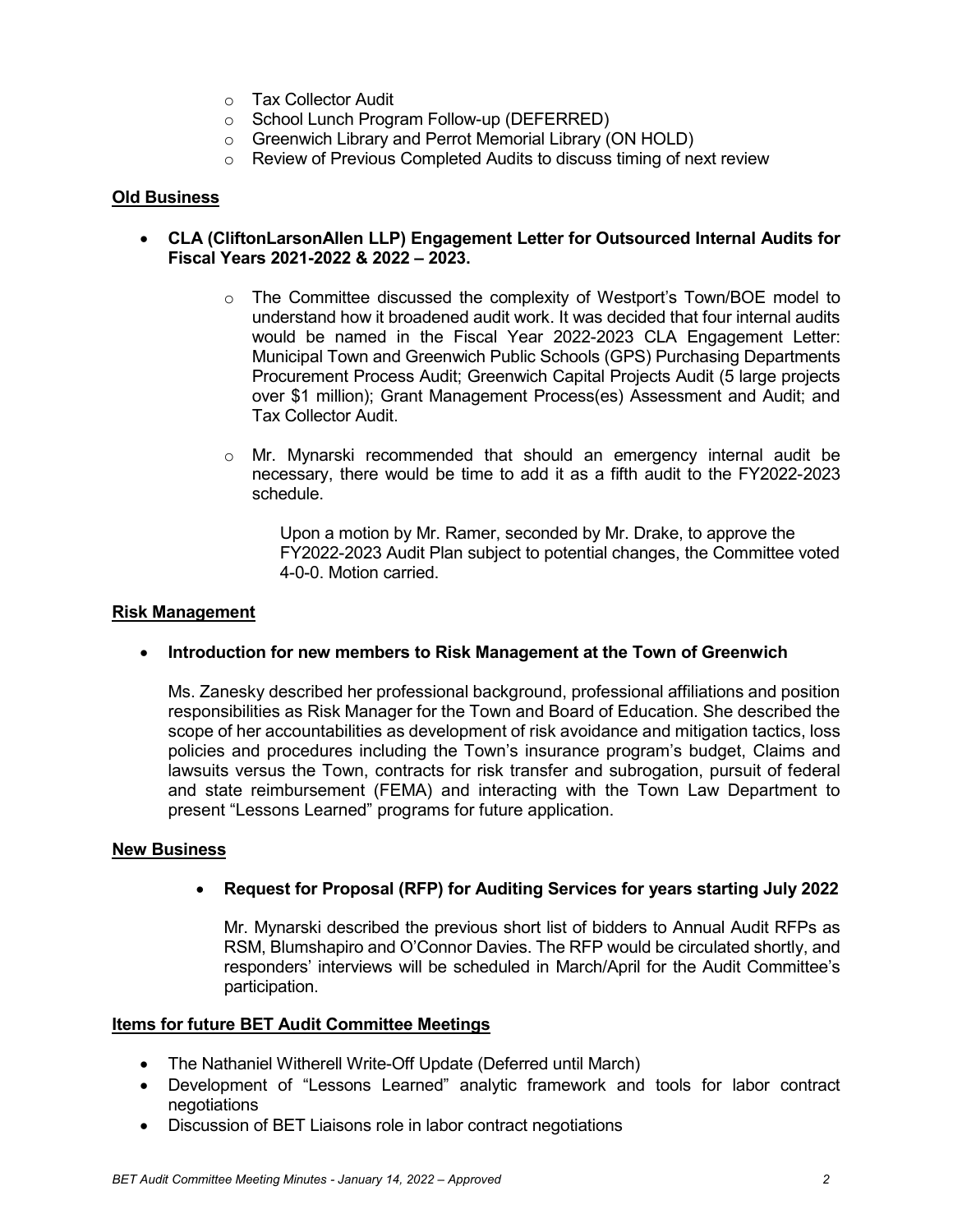- Tax Collector Audit
- School Lunch Program Follow-up (DEFERRED)
- Greenwich Library and Perrot Memorial Library (ON HOLD)
- Review of Previous Completed Audits to discuss timing of next review

**Old Business**

- **CLA (CliftonLarsonAllen LLP) Engagement Letter for Outsourced Internal Audits for Fiscal Years 2021-2022 & 2022 – 2023.**

  - The Committee discussed the complexity of Westport's Town/BOE model to understand how it broadened audit work. It was decided that four internal audits would be named in the Fiscal Year 2022-2023 CLA Engagement Letter: Municipal Town and Greenwich Public Schools (GPS) Purchasing Departments Procurement Process Audit; Greenwich Capital Projects Audit (5 large projects over $1 million); Grant Management Process(es) Assessment and Audit; and Tax Collector Audit.

  - Mr. Mynarski recommended that should an emergency internal audit be necessary, there would be time to add it as a fifth audit to the FY2022-2023 schedule.

    Upon a motion by Mr. Ramer, seconded by Mr. Drake, to approve the FY2022-2023 Audit Plan subject to potential changes, the Committee voted 4-0-0. Motion carried.

**Risk Management**

- **Introduction for new members to Risk Management at the Town of Greenwich**

  Ms. Zanesky described her professional background, professional affiliations and position responsibilities as Risk Manager for the Town and Board of Education. She described the scope of her accountabilities as development of risk avoidance and mitigation tactics, loss policies and procedures including the Town's insurance program's budget, Claims and lawsuits versus the Town, contracts for risk transfer and subrogation, pursuit of federal and state reimbursement (FEMA) and interacting with the Town Law Department to present "Lessons Learned" programs for future application.

**New Business**

- **Request for Proposal (RFP) for Auditing Services for years starting July 2022**

  Mr. Mynarski described the previous short list of bidders to Annual Audit RFPs as RSM, Blumshapiro and O'Connor Davies. The RFP would be circulated shortly, and responders' interviews will be scheduled in March/April for the Audit Committee's participation.

**Items for future BET Audit Committee Meetings**

- The Nathaniel Witherell Write-Off Update (Deferred until March)
- Development of "Lessons Learned" analytic framework and tools for labor contract negotiations
- Discussion of BET Liaisons role in labor contract negotiations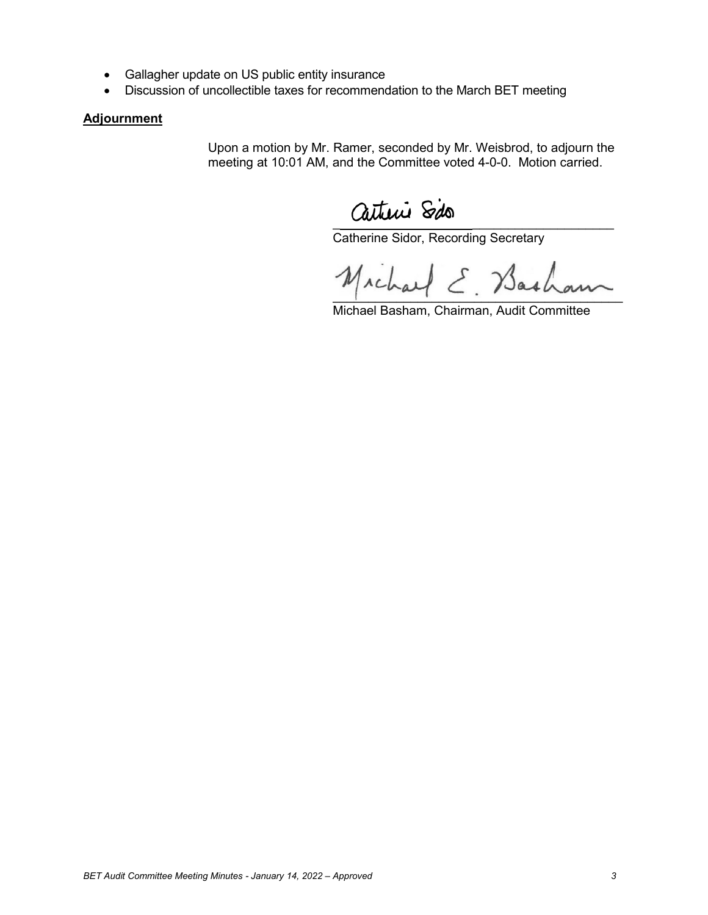- Gallagher update on US public entity insurance
- Discussion of uncollectible taxes for recommendation to the March BET meeting

**Adjournment**

Upon a motion by Mr. Ramer, seconded by Mr. Weisbrod, to adjourn the meeting at 10:01 AM, and the Committee voted 4-0-0. Motion carried.

Catherine Sidor, Recording Secretary

Michael Basham, Chairman, Audit Committee